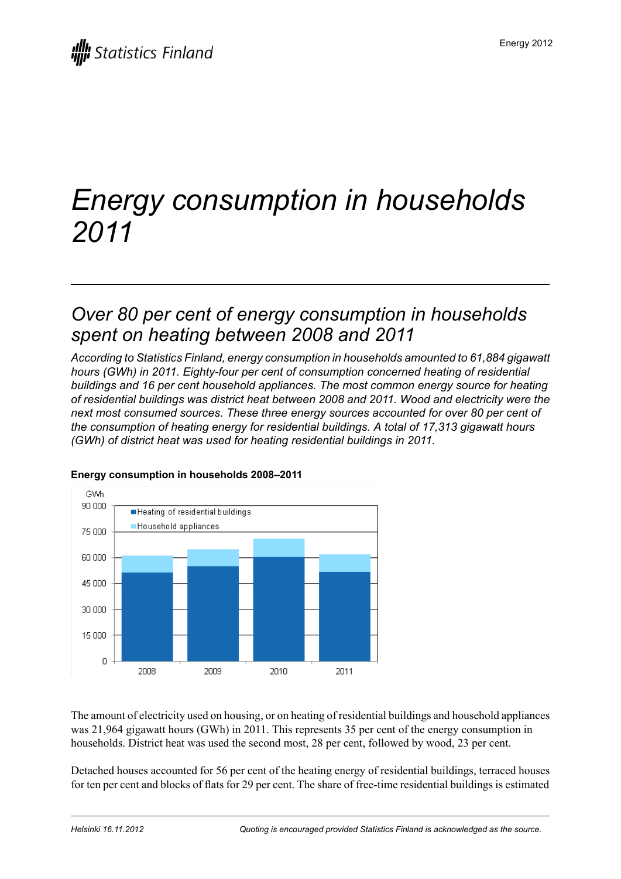# Energy consumption in households 2011

## Over 80 per cent of energy consumption in households spent on heating between 2008 and 2011

*According to Statistics Finland, energy consumption in households amounted to 61,884 gigawatt hours (GWh) in 2011. Eighty-four per cent of consumption concerned heating of residential buildings and 16 per cent household appliances. The most common energy source for heating of residential buildings was district heat between 2008 and 2011. Wood and electricity were the next most consumed sources. These three energy sources accounted for over 80 per cent of the consumption of heating energy for residential buildings. A total of 17,313 gigawatt hours (GWh) of district heat was used for heating residential buildings in 2011.*

**Energy consumption in households 2008–2011**

The amount of electricity used on housing, or on heating of residential buildings and household appliances was 21,964 gigawatt hours (GWh) in 2011. This represents 35 per cent of the energy consumption in households. District heat was used the second most, 28 per cent, followed by wood, 23 per cent.

Detached houses accounted for 56 per cent of the heating energy of residential buildings, terraced houses for ten per cent and blocks of flats for 29 per cent. The share of free-time residential buildings is estimated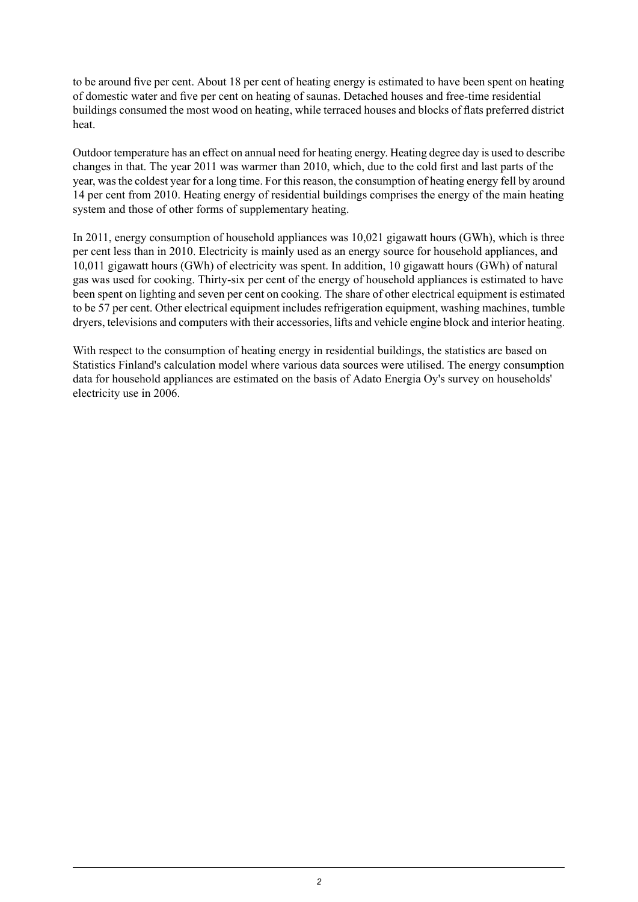to be around five per cent. About 18 per cent of heating energy is estimated to have been spent on heating of domestic water and five per cent on heating of saunas. Detached houses and free-time residential buildings consumed the most wood on heating, while terraced houses and blocks of flats preferred district heat.

Outdoor temperature has an effect on annual need for heating energy. Heating degree day is used to describe changes in that. The year 2011 was warmer than 2010, which, due to the cold first and last parts of the year, was the coldest year for a long time. For this reason, the consumption of heating energy fell by around 14 per cent from 2010. Heating energy of residential buildings comprises the energy of the main heating system and those of other forms of supplementary heating.

In 2011, energy consumption of household appliances was 10,021 gigawatt hours (GWh), which is three per cent less than in 2010. Electricity is mainly used as an energy source for household appliances, and 10,011 gigawatt hours (GWh) of electricity was spent. In addition, 10 gigawatt hours (GWh) of natural gas was used for cooking. Thirty-six per cent of the energy of household appliances is estimated to have been spent on lighting and seven per cent on cooking. The share of other electrical equipment is estimated to be 57 per cent. Other electrical equipment includes refrigeration equipment, washing machines, tumble dryers, televisions and computers with their accessories, lifts and vehicle engine block and interior heating.

With respect to the consumption of heating energy in residential buildings, the statistics are based on Statistics Finland's calculation model where various data sources were utilised. The energy consumption data for household appliances are estimated on the basis of Adato Energia Oy's survey on households' electricity use in 2006.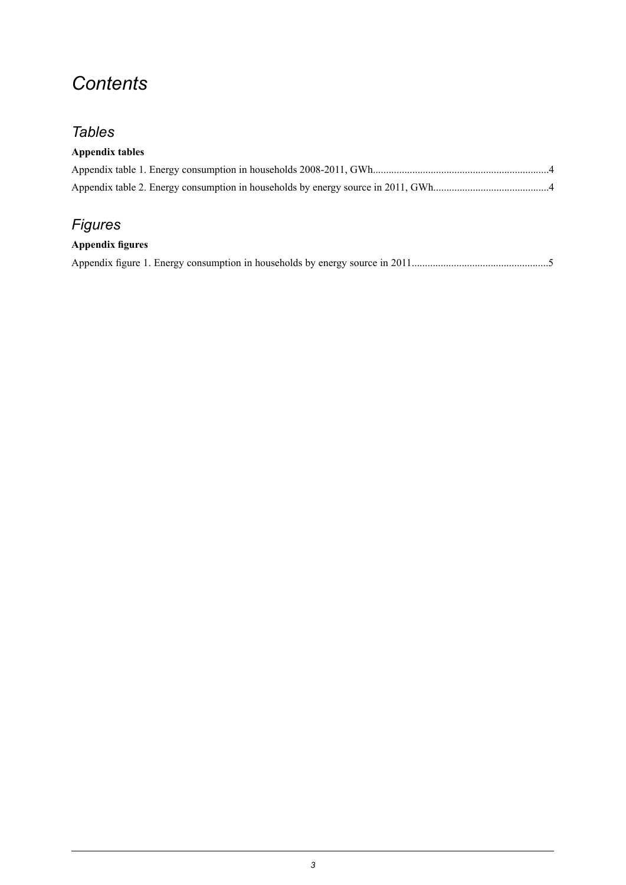# *Contents*

## *Tables*

**Appendix tables**

Appendix table 1. Energy consumption in households 2008-2011, GWh..................................................................4

Appendix table 2. Energy consumption in households by energy source in 2011, GWh............................................4

## *Figures*

**Appendix figures**

Appendix figure 1. Energy consumption in households by energy source in 2011....................................................5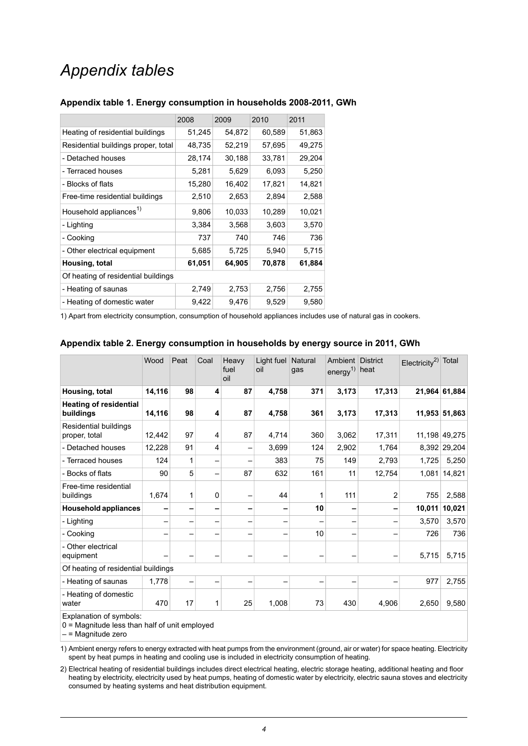# *Appendix tables*

### Appendix table 1. Energy consumption in households 2008-2011, GWh

| | 2008 | 2009 | 2010 | 2011 |
|---|---|---|---|---|
| Heating of residential buildings | 51,245 | 54,872 | 60,589 | 51,863 |
| Residential buildings proper, total | 48,735 | 52,219 | 57,695 | 49,275 |
| - Detached houses | 28,174 | 30,188 | 33,781 | 29,204 |
| - Terraced houses | 5,281 | 5,629 | 6,093 | 5,250 |
| - Blocks of flats | 15,280 | 16,402 | 17,821 | 14,821 |
| Free-time residential buildings | 2,510 | 2,653 | 2,894 | 2,588 |
| Household appliances[1)] | 9,806 | 10,033 | 10,289 | 10,021 |
| - Lighting | 3,384 | 3,568 | 3,603 | 3,570 |
| - Cooking | 737 | 740 | 746 | 736 |
| - Other electrical equipment | 5,685 | 5,725 | 5,940 | 5,715 |
| **Housing, total** | **61,051** | **64,905** | **70,878** | **61,884** |
| Of heating of residential buildings | | | | |
| - Heating of saunas | 2,749 | 2,753 | 2,756 | 2,755 |
| - Heating of domestic water | 9,422 | 9,476 | 9,529 | 9,580 |

1) Apart from electricity consumption, consumption of household appliances includes use of natural gas in cookers.

### Appendix table 2. Energy consumption in households by energy source in 2011, GWh

| | Wood | Peat | Coal | Heavy fuel oil | Light fuel oil | Natural gas | Ambient energy[1)] | District heat | Electricity[2)] | Total |
|---|---|---|---|---|---|---|---|---|---|---|
| **Housing, total** | **14,116** | **98** | **4** | **87** | **4,758** | **371** | **3,173** | **17,313** | **21,964** | **61,884** |
| **Heating of residential buildings** | **14,116** | **98** | **4** | **87** | **4,758** | **361** | **3,173** | **17,313** | **11,953** | **51,863** |
| Residential buildings proper, total | 12,442 | 97 | 4 | 87 | 4,714 | 360 | 3,062 | 17,311 | 11,198 | 49,275 |
| - Detached houses | 12,228 | 91 | 4 | – | 3,699 | 124 | 2,902 | 1,764 | 8,392 | 29,204 |
| - Terraced houses | 124 | 1 | – | – | 383 | 75 | 149 | 2,793 | 1,725 | 5,250 |
| - Bocks of flats | 90 | 5 | – | 87 | 632 | 161 | 11 | 12,754 | 1,081 | 14,821 |
| Free-time residential buildings | 1,674 | 1 | 0 | – | 44 | 1 | 111 | 2 | 755 | 2,588 |
| **Household appliances** | **–** | **–** | **–** | **–** | **–** | **10** | **–** | **–** | **10,011** | **10,021** |
| - Lighting | – | – | – | – | – | – | – | – | 3,570 | 3,570 |
| - Cooking | – | – | – | – | – | 10 | – | – | 726 | 736 |
| - Other electrical equipment | – | – | – | – | – | – | – | – | 5,715 | 5,715 |
| Of heating of residential buildings | | | | | | | | | | |
| - Heating of saunas | 1,778 | – | – | – | – | – | – | – | 977 | 2,755 |
| - Heating of domestic water | 470 | 17 | 1 | 25 | 1,008 | 73 | 430 | 4,906 | 2,650 | 9,580 |

Explanation of symbols:
0 = Magnitude less than half of unit employed
– = Magnitude zero

1) Ambient energy refers to energy extracted with heat pumps from the environment (ground, air or water) for space heating. Electricity spent by heat pumps in heating and cooling use is included in electricity consumption of heating.

2) Electrical heating of residential buildings includes direct electrical heating, electric storage heating, additional heating and floor heating by electricity, electricity used by heat pumps, heating of domestic water by electricity, electric sauna stoves and electricity consumed by heating systems and heat distribution equipment.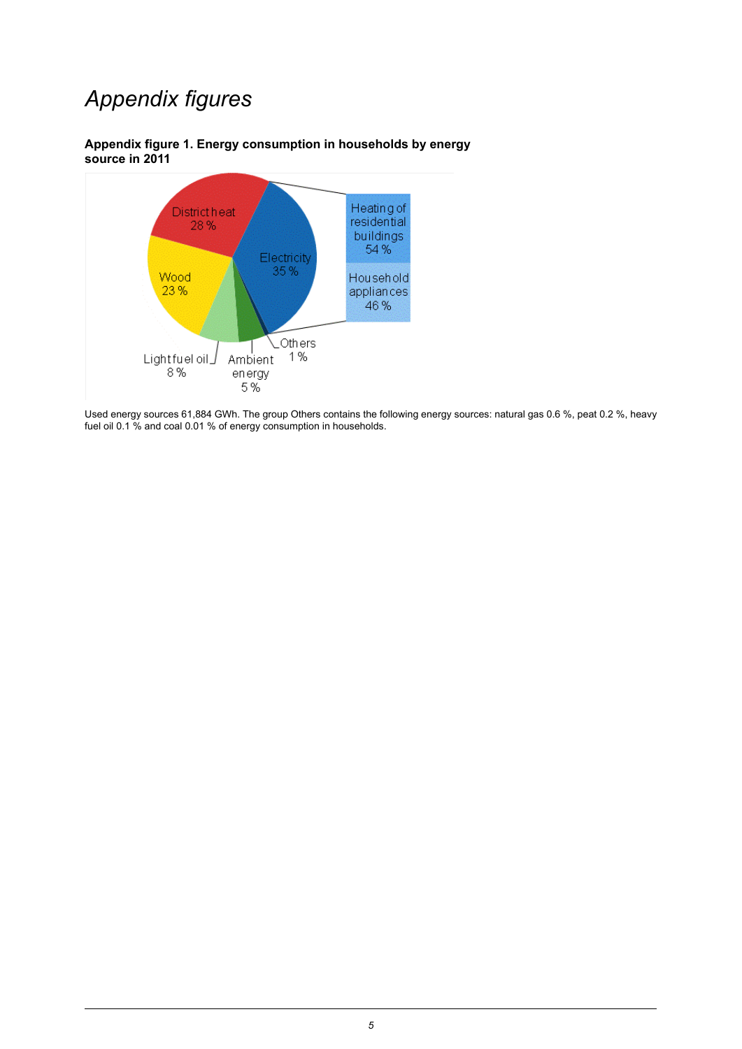# *Appendix figures*

**Appendix figure 1. Energy consumption in households by energy source in 2011**

District heat 28 %

Electricity 35 %

Heating of residential buildings 54 %

Household appliances 46 %

Wood 23 %

Light fuel oil 8 %

Ambient energy 5 %

Others 1 %

Used energy sources 61,884 GWh. The group Others contains the following energy sources: natural gas 0.6 %, peat 0.2 %, heavy fuel oil 0.1 % and coal 0.01 % of energy consumption in households.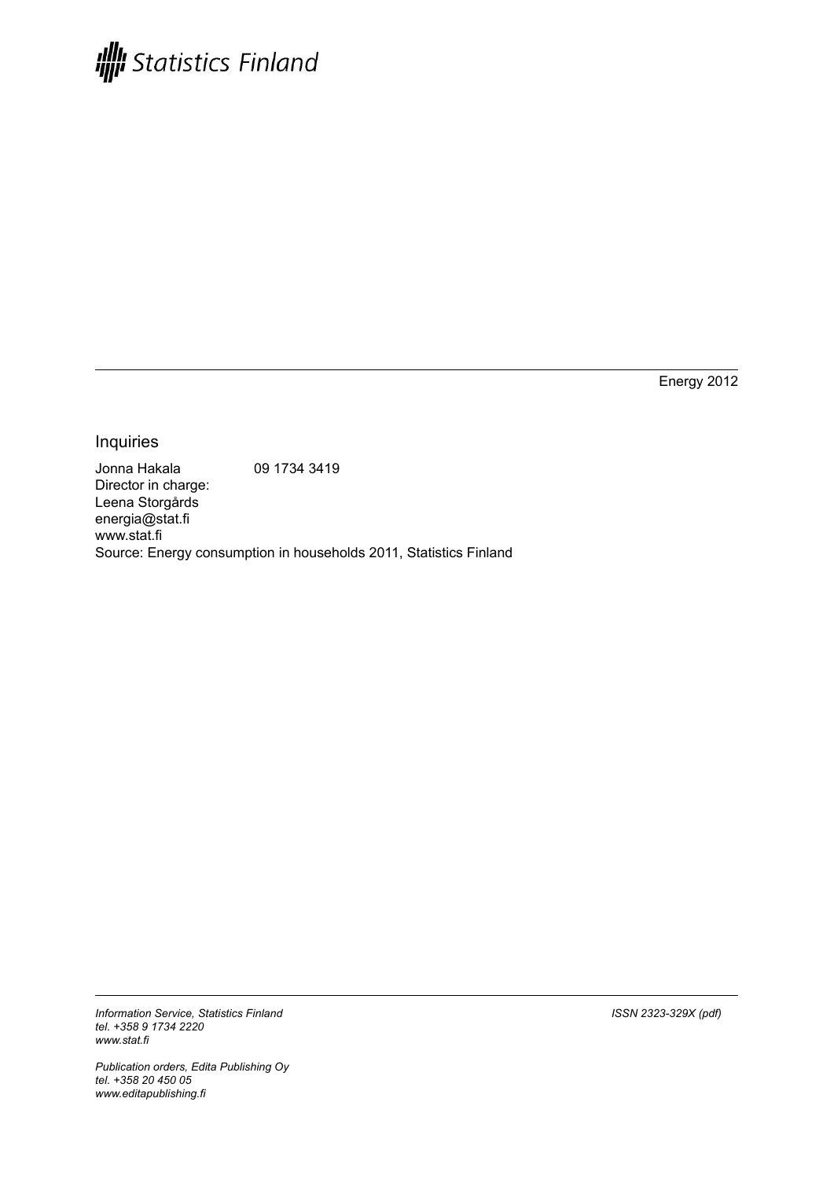Statistics Finland

Energy 2012

## Inquiries

Jonna Hakala 09 1734 3419
Director in charge:
Leena Storgårds
energia@stat.fi
www.stat.fi
Source: Energy consumption in households 2011, Statistics Finland

*Information Service, Statistics Finland*
*tel. +358 9 1734 2220*
*www.stat.fi*

*ISSN 2323-329X (pdf)*

*Publication orders, Edita Publishing Oy*
*tel. +358 20 450 05*
*www.editapublishing.fi*